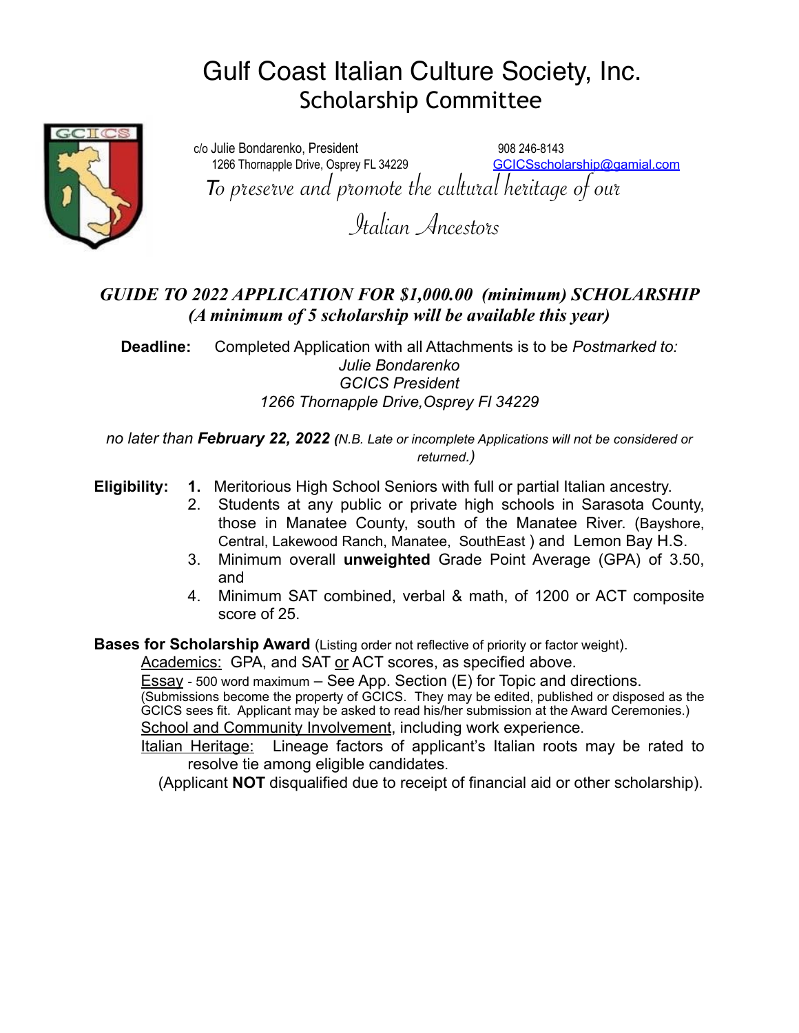# Gulf Coast Italian Culture Society, Inc.

## Scholarship Committee

c/o Julie Bondarenko, President
1266 Thornapple Drive, Osprey FL 34229

908 246-8143
GCICSscholarship@gamial.com

*To preserve and promote the cultural heritage of our Italian Ancestors*

### *GUIDE TO 2022 APPLICATION FOR $1,000.00 (minimum) SCHOLARSHIP*
### *(A minimum of 5 scholarship will be available this year)*

**Deadline:** Completed Application with all Attachments is to be *Postmarked to:*

*Julie Bondarenko*
*GCICS President*
*1266 Thornapple Drive,Osprey Fl 34229*

*no later than* ***February 22, 2022*** *(N.B. Late or incomplete Applications will not be considered or returned.)*

**Eligibility:**

1. Meritorious High School Seniors with full or partial Italian ancestry.
2. Students at any public or private high schools in Sarasota County, those in Manatee County, south of the Manatee River. (Bayshore, Central, Lakewood Ranch, Manatee, SouthEast ) and Lemon Bay H.S.
3. Minimum overall **unweighted** Grade Point Average (GPA) of 3.50, and
4. Minimum SAT combined, verbal & math, of 1200 or ACT composite score of 25.

**Bases for Scholarship Award** (Listing order not reflective of priority or factor weight).

Academics: GPA, and SAT or ACT scores, as specified above.

Essay - 500 word maximum – See App. Section (E) for Topic and directions.
(Submissions become the property of GCICS. They may be edited, published or disposed as the GCICS sees fit. Applicant may be asked to read his/her submission at the Award Ceremonies.)

School and Community Involvement, including work experience.

Italian Heritage: Lineage factors of applicant's Italian roots may be rated to resolve tie among eligible candidates.

(Applicant **NOT** disqualified due to receipt of financial aid or other scholarship).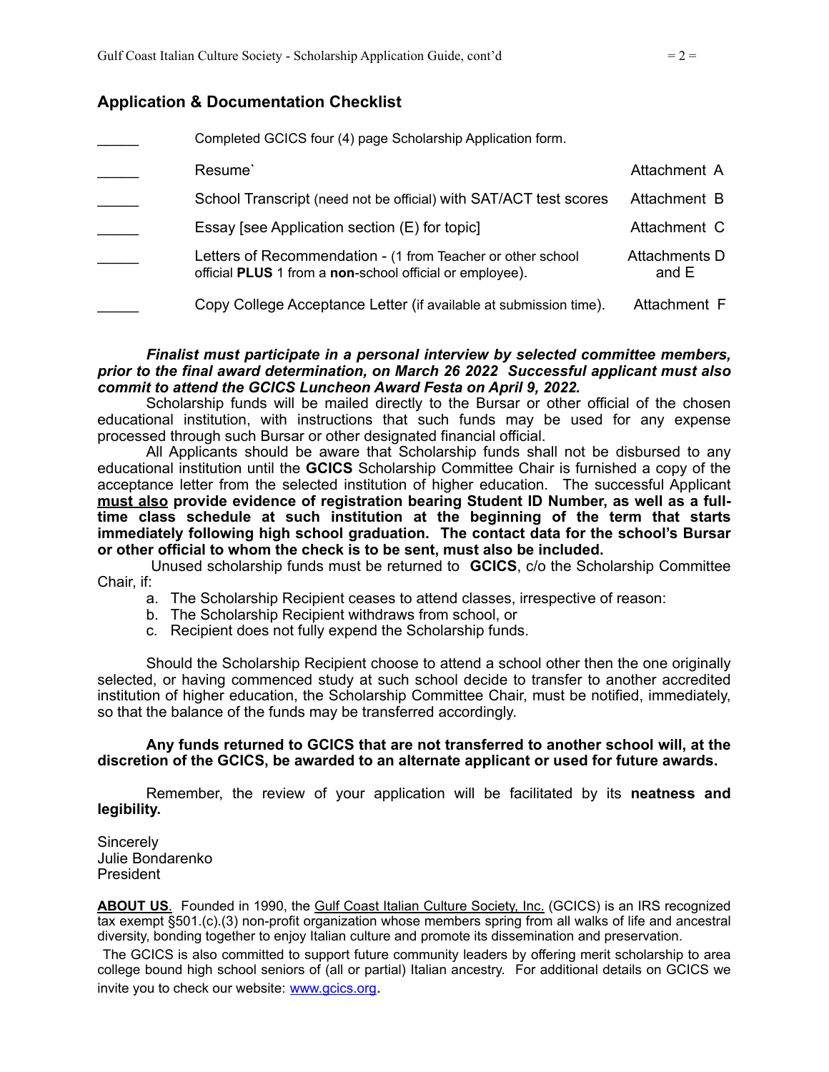## Application & Documentation Checklist

| | | |
|---|---|---|
| _____ | Completed GCICS four (4) page Scholarship Application form. | |
| _____ | Resume` | Attachment A |
| _____ | School Transcript (need not be official) with SAT/ACT test scores | Attachment B |
| _____ | Essay [see Application section (E) for topic] | Attachment C |
| _____ | Letters of Recommendation - (1 from Teacher or other school official **PLUS** 1 from a **non**-school official or employee). | Attachments D and E |
| _____ | Copy College Acceptance Letter (if available at submission time). | Attachment F |

***Finalist must participate in a personal interview by selected committee members, prior to the final award determination, on March 26 2022  Successful applicant must also commit to attend the GCICS Luncheon Award Festa on April 9, 2022.***

Scholarship funds will be mailed directly to the Bursar or other official of the chosen educational institution, with instructions that such funds may be used for any expense processed through such Bursar or other designated financial official.

All Applicants should be aware that Scholarship funds shall not be disbursed to any educational institution until the **GCICS** Scholarship Committee Chair is furnished a copy of the acceptance letter from the selected institution of higher education. The successful Applicant **<u>must also</u> provide evidence of registration bearing Student ID Number, as well as a full-time class schedule at such institution at the beginning of the term that starts immediately following high school graduation. The contact data for the school's Bursar or other official to whom the check is to be sent, must also be included.**

Unused scholarship funds must be returned to **GCICS**, c/o the Scholarship Committee Chair, if:

a. The Scholarship Recipient ceases to attend classes, irrespective of reason:
b. The Scholarship Recipient withdraws from school, or
c. Recipient does not fully expend the Scholarship funds.

Should the Scholarship Recipient choose to attend a school other then the one originally selected, or having commenced study at such school decide to transfer to another accredited institution of higher education, the Scholarship Committee Chair, must be notified, immediately, so that the balance of the funds may be transferred accordingly.

**Any funds returned to GCICS that are not transferred to another school will, at the discretion of the GCICS, be awarded to an alternate applicant or used for future awards.**

Remember, the review of your application will be facilitated by its **neatness and legibility.**

Sincerely
Julie Bondarenko
President

**<u>ABOUT US</u>**. Founded in 1990, the <u>Gulf Coast Italian Culture Society, Inc.</u> (GCICS) is an IRS recognized tax exempt §501.(c).(3) non-profit organization whose members spring from all walks of life and ancestral diversity, bonding together to enjoy Italian culture and promote its dissemination and preservation.

The GCICS is also committed to support future community leaders by offering merit scholarship to area college bound high school seniors of (all or partial) Italian ancestry. For additional details on GCICS we invite you to check our website: www.gcics.org.